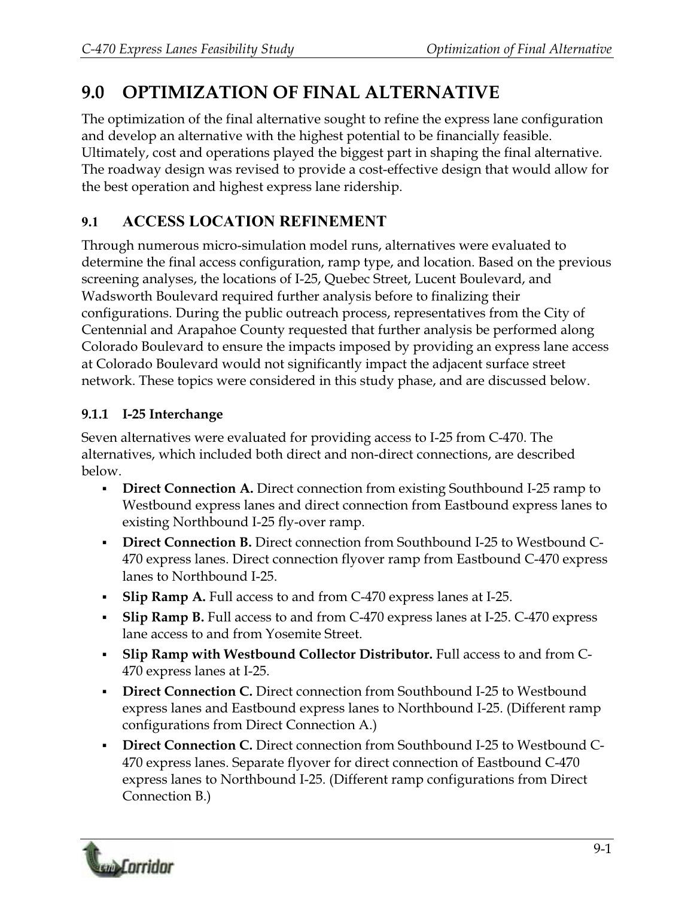# 9.0 OPTIMIZATION OF FINAL ALTERNATIVE

The optimization of the final alternative sought to refine the express lane configuration and develop an alternative with the highest potential to be financially feasible. Ultimately, cost and operations played the biggest part in shaping the final alternative. The roadway design was revised to provide a cost-effective design that would allow for the best operation and highest express lane ridership.

## 9.1 ACCESS LOCATION REFINEMENT

Through numerous micro-simulation model runs, alternatives were evaluated to determine the final access configuration, ramp type, and location. Based on the previous screening analyses, the locations of I-25, Quebec Street, Lucent Boulevard, and Wadsworth Boulevard required further analysis before to finalizing their configurations. During the public outreach process, representatives from the City of Centennial and Arapahoe County requested that further analysis be performed along Colorado Boulevard to ensure the impacts imposed by providing an express lane access at Colorado Boulevard would not significantly impact the adjacent surface street network. These topics were considered in this study phase, and are discussed below.

### 9.1.1 I-25 Interchange

Seven alternatives were evaluated for providing access to I-25 from C-470. The alternatives, which included both direct and non-direct connections, are described below.

- **Direct Connection A.** Direct connection from existing Southbound I-25 ramp to Westbound express lanes and direct connection from Eastbound express lanes to existing Northbound I-25 fly-over ramp.
- **Direct Connection B.** Direct connection from Southbound I-25 to Westbound C-470 express lanes. Direct connection flyover ramp from Eastbound C-470 express lanes to Northbound I-25.
- **Slip Ramp A.** Full access to and from C-470 express lanes at I-25.
- **Slip Ramp B.** Full access to and from C-470 express lanes at I-25. C-470 express lane access to and from Yosemite Street.
- **Slip Ramp with Westbound Collector Distributor.** Full access to and from C-470 express lanes at I-25.
- **Direct Connection C.** Direct connection from Southbound I-25 to Westbound express lanes and Eastbound express lanes to Northbound I-25. (Different ramp configurations from Direct Connection A.)
- **Direct Connection C.** Direct connection from Southbound I-25 to Westbound C-470 express lanes. Separate flyover for direct connection of Eastbound C-470 express lanes to Northbound I-25. (Different ramp configurations from Direct Connection B.)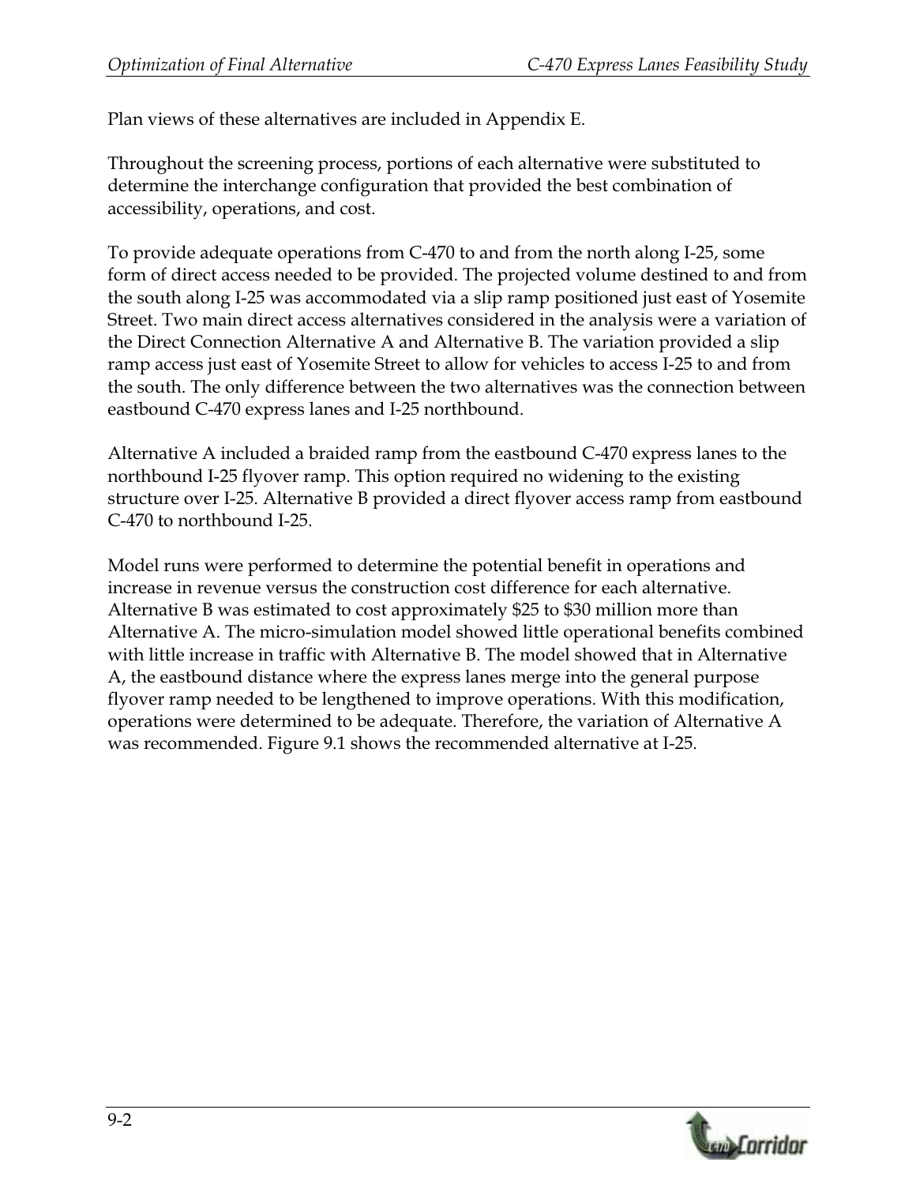Plan views of these alternatives are included in Appendix E.

Throughout the screening process, portions of each alternative were substituted to determine the interchange configuration that provided the best combination of accessibility, operations, and cost.

To provide adequate operations from C-470 to and from the north along I-25, some form of direct access needed to be provided. The projected volume destined to and from the south along I-25 was accommodated via a slip ramp positioned just east of Yosemite Street. Two main direct access alternatives considered in the analysis were a variation of the Direct Connection Alternative A and Alternative B. The variation provided a slip ramp access just east of Yosemite Street to allow for vehicles to access I-25 to and from the south. The only difference between the two alternatives was the connection between eastbound C-470 express lanes and I-25 northbound.

Alternative A included a braided ramp from the eastbound C-470 express lanes to the northbound I-25 flyover ramp. This option required no widening to the existing structure over I-25. Alternative B provided a direct flyover access ramp from eastbound C-470 to northbound I-25.

Model runs were performed to determine the potential benefit in operations and increase in revenue versus the construction cost difference for each alternative. Alternative B was estimated to cost approximately $25 to $30 million more than Alternative A. The micro-simulation model showed little operational benefits combined with little increase in traffic with Alternative B. The model showed that in Alternative A, the eastbound distance where the express lanes merge into the general purpose flyover ramp needed to be lengthened to improve operations. With this modification, operations were determined to be adequate. Therefore, the variation of Alternative A was recommended. Figure 9.1 shows the recommended alternative at I-25.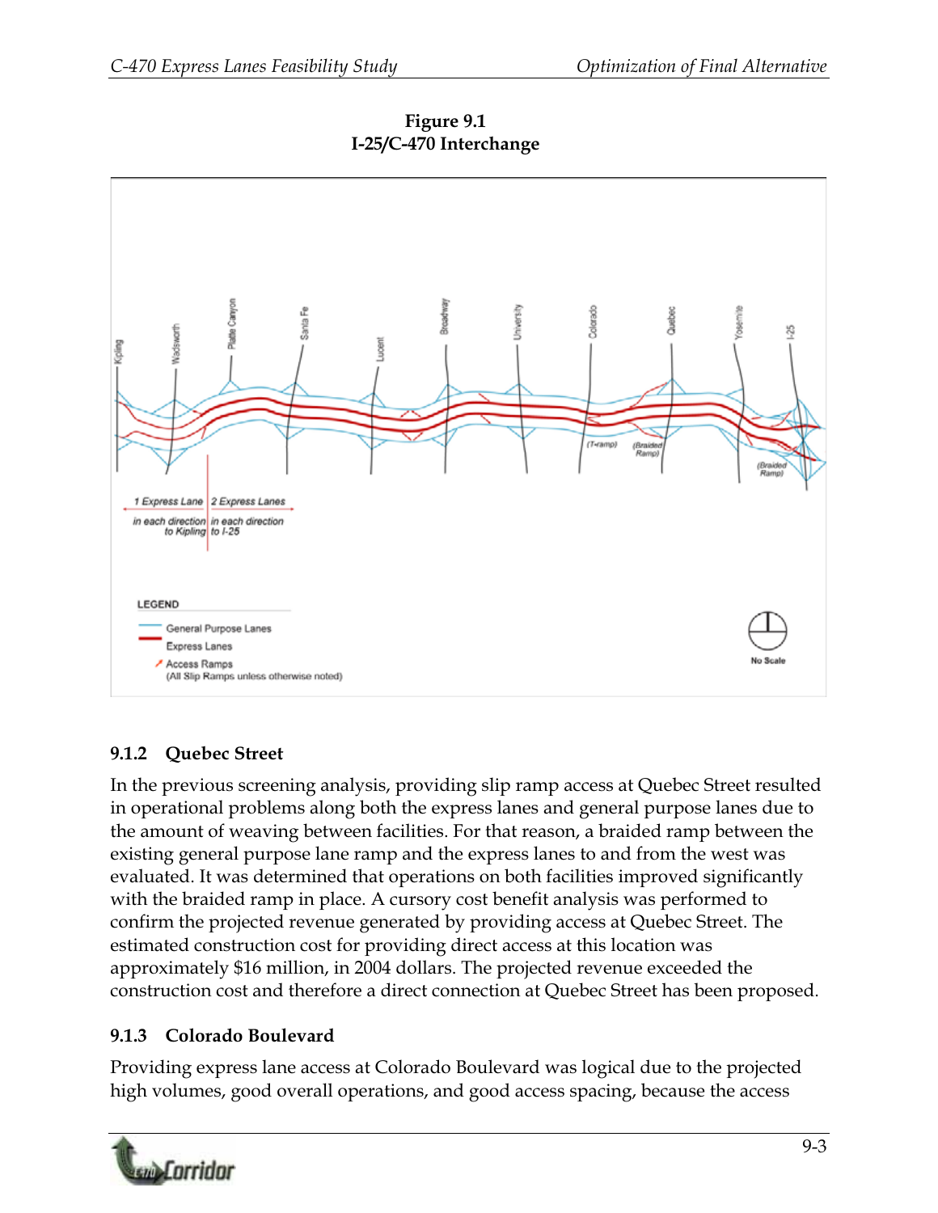**Figure 9.1**
**I-25/C-470 Interchange**

Kipling
Wadsworth
Platte Canyon
Santa Fe
Lucent
Broadway
University
Colorado
Quebec
Yosemite
I-25

(T-ramp)
(Braided Ramp)
(Braided Ramp)

1 Express Lane in each direction to Kipling
2 Express Lanes in each direction to I-25

LEGEND
General Purpose Lanes
Express Lanes
Access Ramps
(All Slip Ramps unless otherwise noted)

No Scale

### 9.1.2 Quebec Street

In the previous screening analysis, providing slip ramp access at Quebec Street resulted in operational problems along both the express lanes and general purpose lanes due to the amount of weaving between facilities. For that reason, a braided ramp between the existing general purpose lane ramp and the express lanes to and from the west was evaluated. It was determined that operations on both facilities improved significantly with the braided ramp in place. A cursory cost benefit analysis was performed to confirm the projected revenue generated by providing access at Quebec Street. The estimated construction cost for providing direct access at this location was approximately $16 million, in 2004 dollars. The projected revenue exceeded the construction cost and therefore a direct connection at Quebec Street has been proposed.

### 9.1.3 Colorado Boulevard

Providing express lane access at Colorado Boulevard was logical due to the projected high volumes, good overall operations, and good access spacing, because the access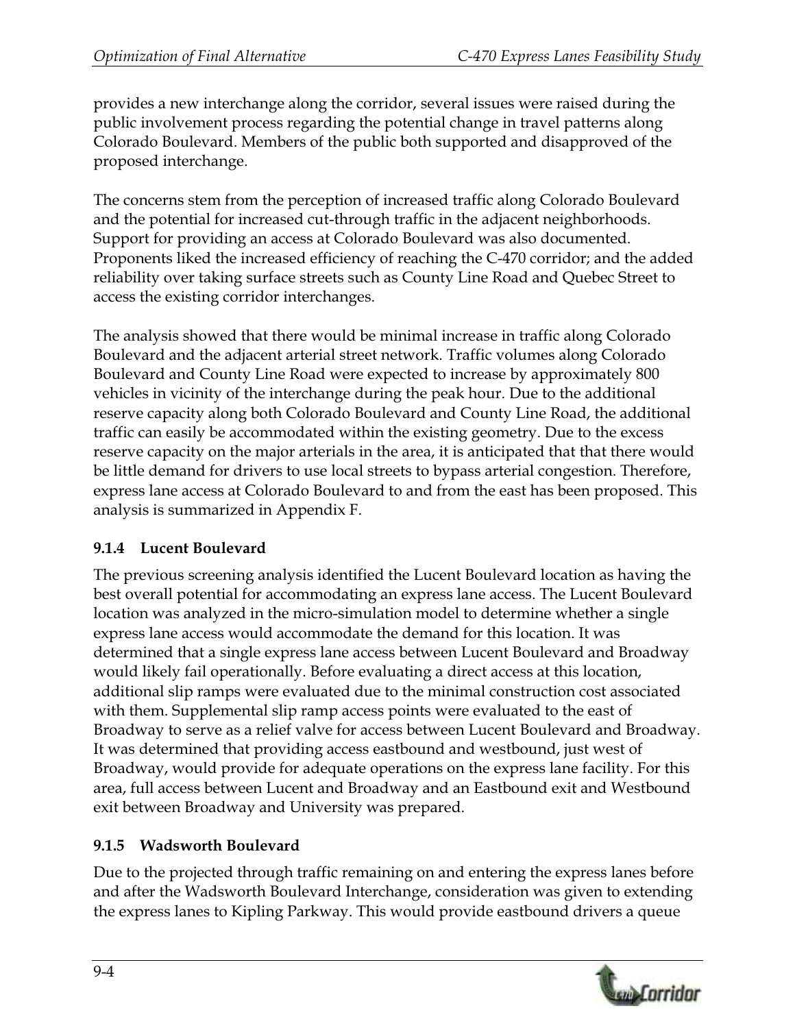provides a new interchange along the corridor, several issues were raised during the public involvement process regarding the potential change in travel patterns along Colorado Boulevard. Members of the public both supported and disapproved of the proposed interchange.

The concerns stem from the perception of increased traffic along Colorado Boulevard and the potential for increased cut-through traffic in the adjacent neighborhoods. Support for providing an access at Colorado Boulevard was also documented. Proponents liked the increased efficiency of reaching the C-470 corridor; and the added reliability over taking surface streets such as County Line Road and Quebec Street to access the existing corridor interchanges.

The analysis showed that there would be minimal increase in traffic along Colorado Boulevard and the adjacent arterial street network. Traffic volumes along Colorado Boulevard and County Line Road were expected to increase by approximately 800 vehicles in vicinity of the interchange during the peak hour. Due to the additional reserve capacity along both Colorado Boulevard and County Line Road, the additional traffic can easily be accommodated within the existing geometry. Due to the excess reserve capacity on the major arterials in the area, it is anticipated that that there would be little demand for drivers to use local streets to bypass arterial congestion. Therefore, express lane access at Colorado Boulevard to and from the east has been proposed. This analysis is summarized in Appendix F.

### 9.1.4 Lucent Boulevard

The previous screening analysis identified the Lucent Boulevard location as having the best overall potential for accommodating an express lane access. The Lucent Boulevard location was analyzed in the micro-simulation model to determine whether a single express lane access would accommodate the demand for this location. It was determined that a single express lane access between Lucent Boulevard and Broadway would likely fail operationally. Before evaluating a direct access at this location, additional slip ramps were evaluated due to the minimal construction cost associated with them. Supplemental slip ramp access points were evaluated to the east of Broadway to serve as a relief valve for access between Lucent Boulevard and Broadway. It was determined that providing access eastbound and westbound, just west of Broadway, would provide for adequate operations on the express lane facility. For this area, full access between Lucent and Broadway and an Eastbound exit and Westbound exit between Broadway and University was prepared.

### 9.1.5 Wadsworth Boulevard

Due to the projected through traffic remaining on and entering the express lanes before and after the Wadsworth Boulevard Interchange, consideration was given to extending the express lanes to Kipling Parkway. This would provide eastbound drivers a queue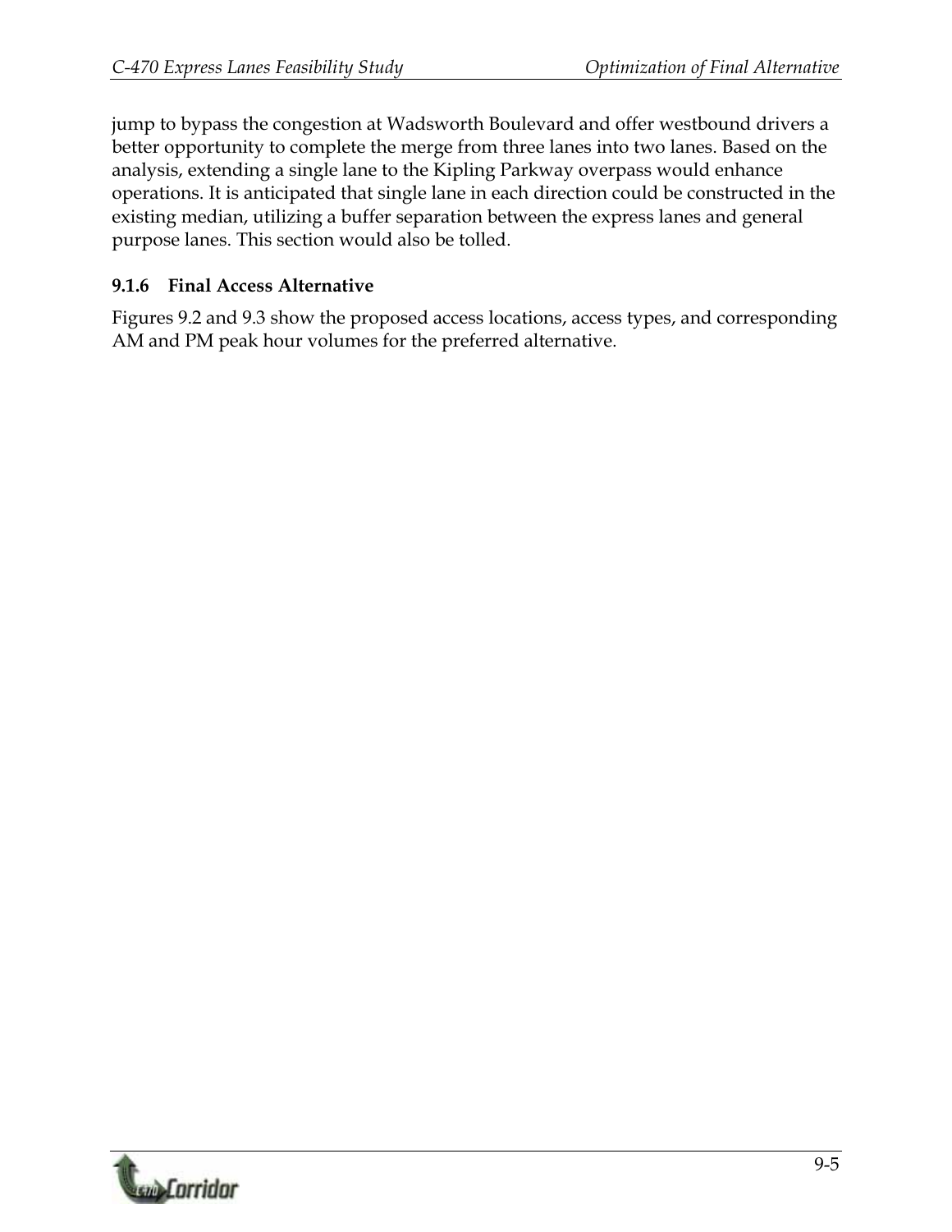jump to bypass the congestion at Wadsworth Boulevard and offer westbound drivers a better opportunity to complete the merge from three lanes into two lanes. Based on the analysis, extending a single lane to the Kipling Parkway overpass would enhance operations. It is anticipated that single lane in each direction could be constructed in the existing median, utilizing a buffer separation between the express lanes and general purpose lanes. This section would also be tolled.

### 9.1.6 Final Access Alternative

Figures 9.2 and 9.3 show the proposed access locations, access types, and corresponding AM and PM peak hour volumes for the preferred alternative.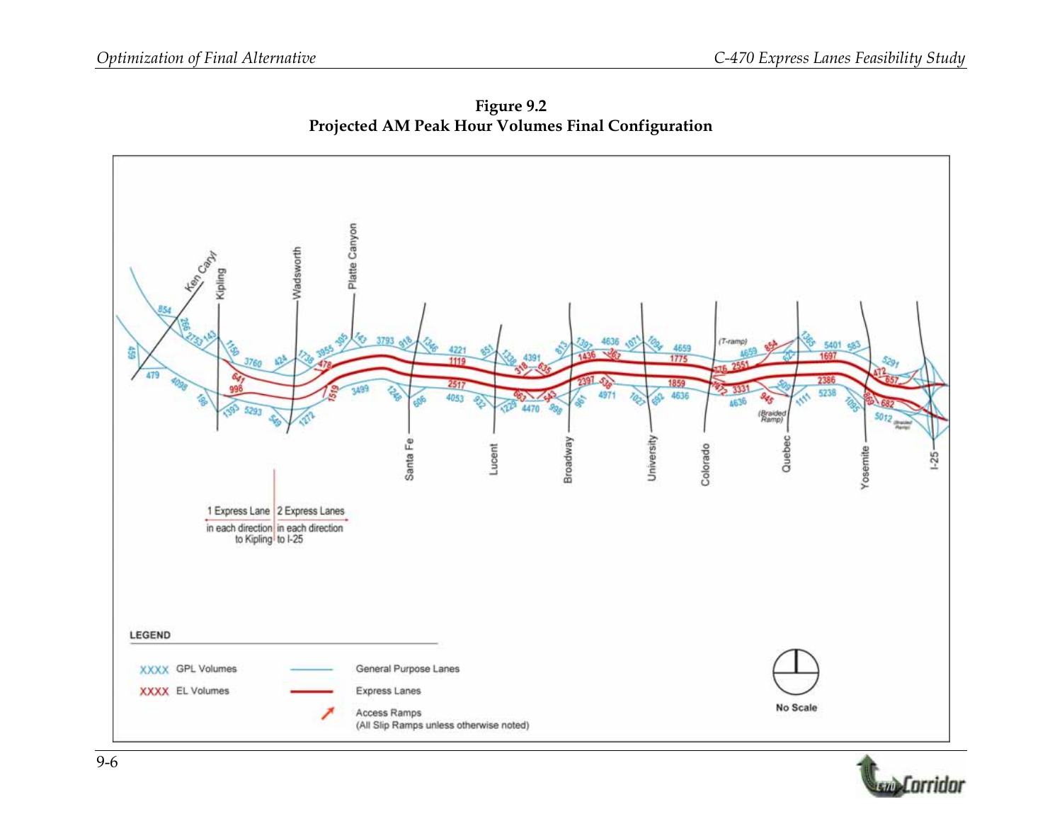**Figure 9.2**
**Projected AM Peak Hour Volumes Final Configuration**

Ken Caryl
Kipling
Wadsworth
Platte Canyon
Santa Fe
Lucent
Broadway
University
Colorado
Quebec
Yosemite
I-25

459
854
266
2753
143
479
4098
198
1150
3760
641
998
1393
5293
549
424
1738
3955
305
143
3793
478
1519
3499
1272
918
1346
1248
606
4221
1119
2517
4053
932
851
1338
4391
318
635
663
543
1229
4470
998
813
1397
4636
1436
363
2397
538
961
4971
1027
1071
1094
4659
1775
1859
692
4636
(T-ramp)
4659
2551
476
472
3331
4636
854
945
(Braided Ramp)
1365
622
509
1111
5401
1697
2386
5238
583
1095
5291
472
657
869
682
5012
(Braided Ramp)

1 Express Lane in each direction to Kipling
2 Express Lanes in each direction to I-25

**LEGEND**

XXXX GPL Volumes
XXXX EL Volumes
General Purpose Lanes
Express Lanes
Access Ramps
(All Slip Ramps unless otherwise noted)

No Scale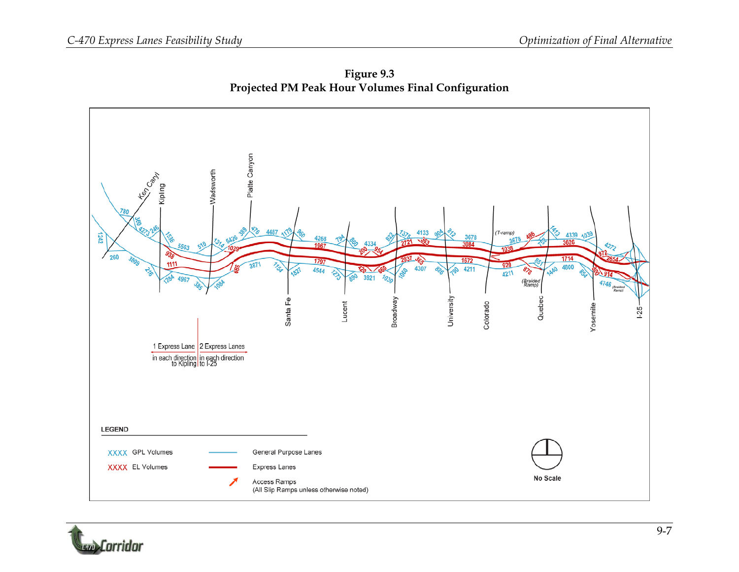**Figure 9.3**
**Projected PM Peak Hour Volumes Final Configuration**

Ken Caryl
Kipling
Wadsworth
Platte Canyon
Santa Fe
Lucent
Broadway
University
Colorado
Quebec
Yosemite
I-25

780 360 4273 246 1536 5563 510 1314 5426 389 476 4487 1179 960 4268 794 860 4334 822 1375 4133 904 812 3678 (T-ramp) 3678 486 1413 4339 1039 4272

1242 260 3899 216 1284 4967 385 1084 3871 1154 1827 4544 1273 890 3921 1039 1060 4307 896 790 4211 4211 1440 4800 854 4746 (Braided Ramp)

938 1111 1029 686 1967 1797 200 954 420 660 2721 363 2037 365 3084 1672 1038 920 876 (Braided Ramp) 152 851 3626 1714 972 2654 800 914

1 Express Lane in each direction to Kipling | 2 Express Lanes in each direction to I-25

LEGEND

XXXX GPL Volumes — General Purpose Lanes
XXXX EL Volumes — Express Lanes
Access Ramps (All Slip Ramps unless otherwise noted)

No Scale